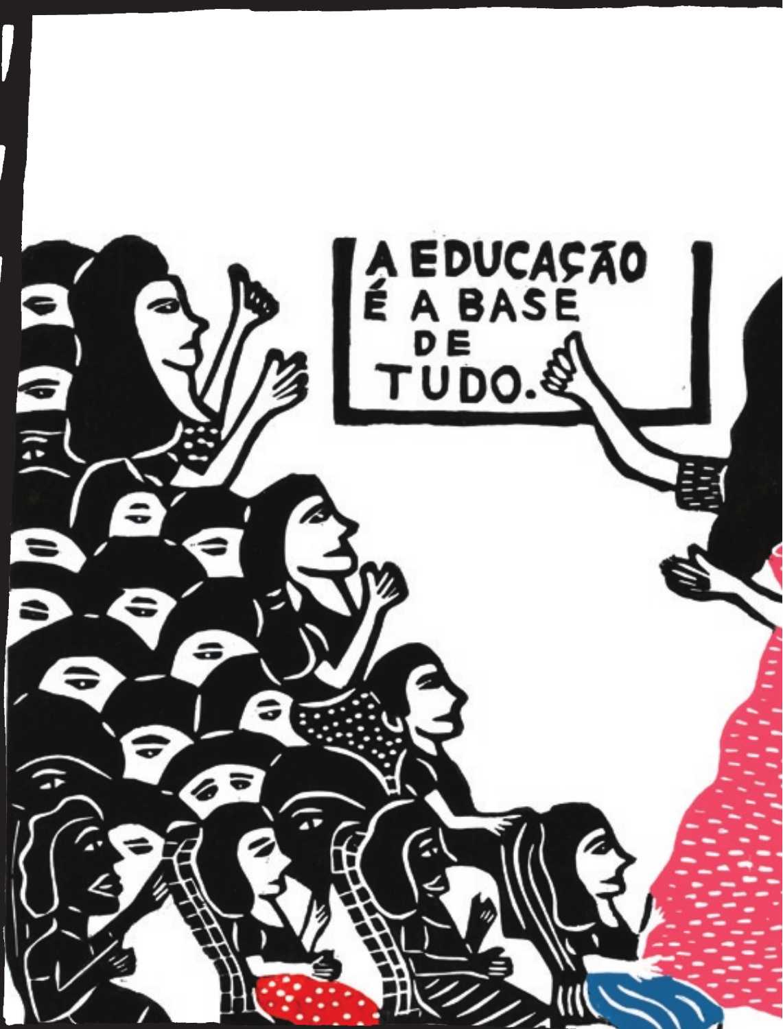A EDUCAÇÃO É A BASE DE TUDO.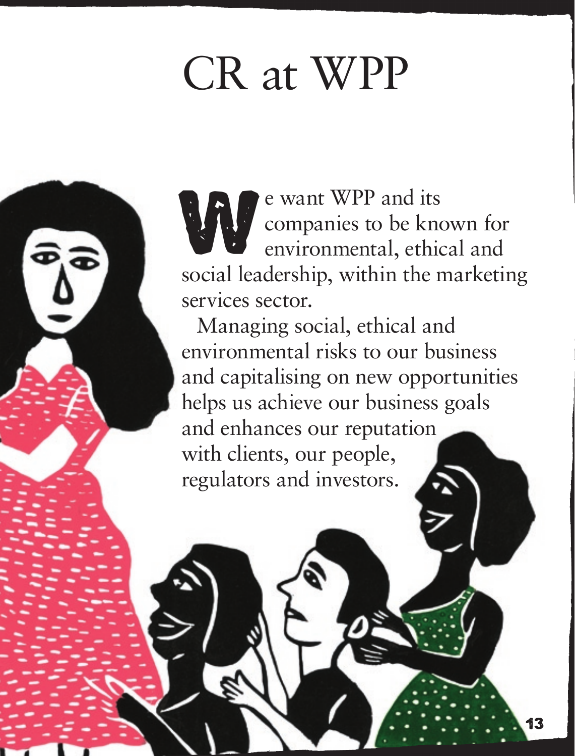# CR at WPP

We want WPP and its companies to be known for environmental, ethical and social leadership, within the marketing services sector.

Managing social, ethical and environmental risks to our business and capitalising on new opportunities helps us achieve our business goals and enhances our reputation with clients, our people, regulators and investors.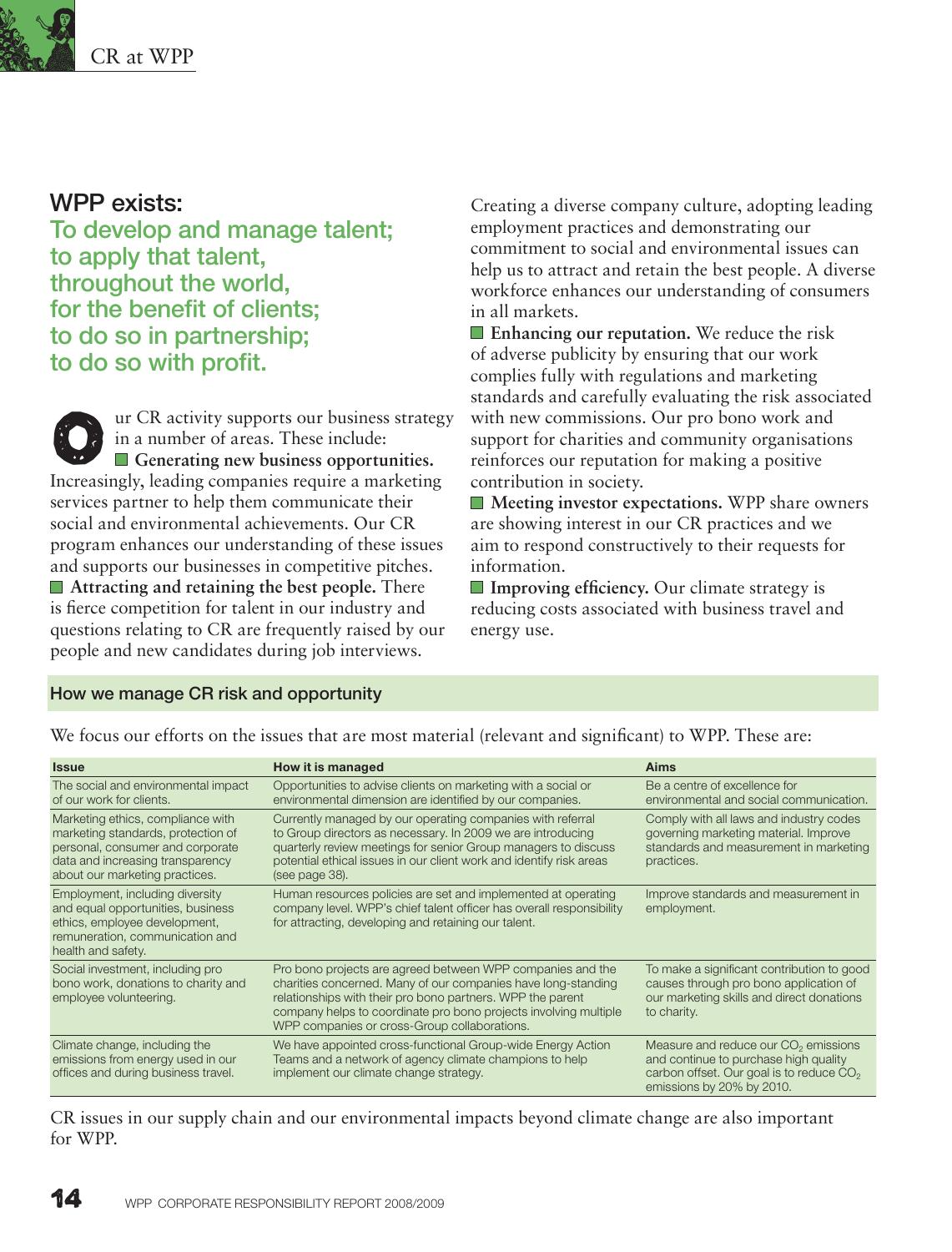## WPP exists:

**To develop and manage talent; to apply that talent, throughout the world, for the benefit of clients; to do so in partnership; to do so with profit.**

Our CR activity supports our business strategy in a number of areas. These include:

- **Generating new business opportunities.** Increasingly, leading companies require a marketing services partner to help them communicate their social and environmental achievements. Our CR program enhances our understanding of these issues and supports our businesses in competitive pitches.
- **Attracting and retaining the best people.** There is fierce competition for talent in our industry and questions relating to CR are frequently raised by our people and new candidates during job interviews. Creating a diverse company culture, adopting leading employment practices and demonstrating our commitment to social and environmental issues can help us to attract and retain the best people. A diverse workforce enhances our understanding of consumers in all markets.
- **Enhancing our reputation.** We reduce the risk of adverse publicity by ensuring that our work complies fully with regulations and marketing standards and carefully evaluating the risk associated with new commissions. Our pro bono work and support for charities and community organisations reinforces our reputation for making a positive contribution in society.
- **Meeting investor expectations.** WPP share owners are showing interest in our CR practices and we aim to respond constructively to their requests for information.
- **Improving efficiency.** Our climate strategy is reducing costs associated with business travel and energy use.

### How we manage CR risk and opportunity

We focus our efforts on the issues that are most material (relevant and significant) to WPP. These are:

| Issue | How it is managed | Aims |
|---|---|---|
| The social and environmental impact of our work for clients. | Opportunities to advise clients on marketing with a social or environmental dimension are identified by our companies. | Be a centre of excellence for environmental and social communication. |
| Marketing ethics, compliance with marketing standards, protection of personal, consumer and corporate data and increasing transparency about our marketing practices. | Currently managed by our operating companies with referral to Group directors as necessary. In 2009 we are introducing quarterly review meetings for senior Group managers to discuss potential ethical issues in our client work and identify risk areas (see page 38). | Comply with all laws and industry codes governing marketing material. Improve standards and measurement in marketing practices. |
| Employment, including diversity and equal opportunities, business ethics, employee development, remuneration, communication and health and safety. | Human resources policies are set and implemented at operating company level. WPP's chief talent officer has overall responsibility for attracting, developing and retaining our talent. | Improve standards and measurement in employment. |
| Social investment, including pro bono work, donations to charity and employee volunteering. | Pro bono projects are agreed between WPP companies and the charities concerned. Many of our companies have long-standing relationships with their pro bono partners. WPP the parent company helps to coordinate pro bono projects involving multiple WPP companies or cross-Group collaborations. | To make a significant contribution to good causes through pro bono application of our marketing skills and direct donations to charity. |
| Climate change, including the emissions from energy used in our offices and during business travel. | We have appointed cross-functional Group-wide Energy Action Teams and a network of agency climate champions to help implement our climate change strategy. | Measure and reduce our $CO_2$ emissions and continue to purchase high quality carbon offset. Our goal is to reduce $CO_2$ emissions by 20% by 2010. |

CR issues in our supply chain and our environmental impacts beyond climate change are also important for WPP.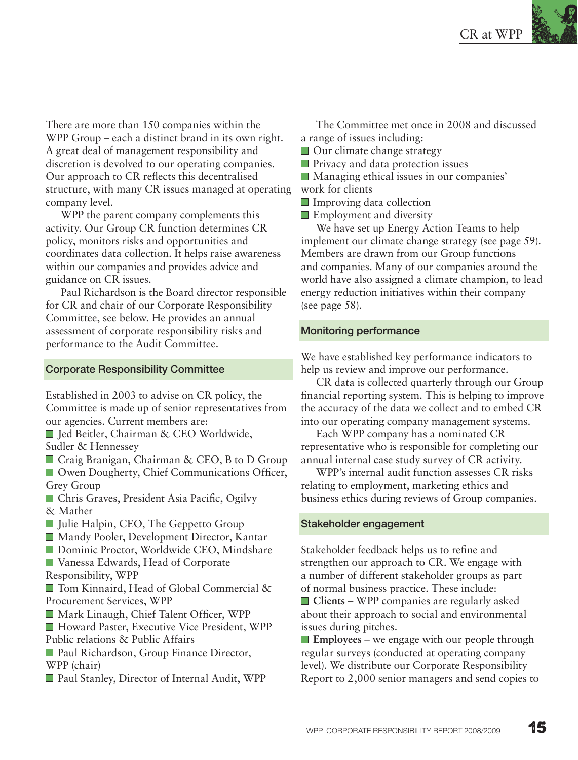There are more than 150 companies within the WPP Group – each a distinct brand in its own right. A great deal of management responsibility and discretion is devolved to our operating companies. Our approach to CR reflects this decentralised structure, with many CR issues managed at operating company level.

WPP the parent company complements this activity. Our Group CR function determines CR policy, monitors risks and opportunities and coordinates data collection. It helps raise awareness within our companies and provides advice and guidance on CR issues.

Paul Richardson is the Board director responsible for CR and chair of our Corporate Responsibility Committee, see below. He provides an annual assessment of corporate responsibility risks and performance to the Audit Committee.

## Corporate Responsibility Committee

Established in 2003 to advise on CR policy, the Committee is made up of senior representatives from our agencies. Current members are:

- Jed Beitler, Chairman & CEO Worldwide, Sudler & Hennessey
- Craig Branigan, Chairman & CEO, B to D Group
- Owen Dougherty, Chief Communications Officer, Grey Group
- Chris Graves, President Asia Pacific, Ogilvy & Mather
- Julie Halpin, CEO, The Geppetto Group
- Mandy Pooler, Development Director, Kantar
- Dominic Proctor, Worldwide CEO, Mindshare
- Vanessa Edwards, Head of Corporate Responsibility, WPP
- Tom Kinnaird, Head of Global Commercial & Procurement Services, WPP
- Mark Linaugh, Chief Talent Officer, WPP
- Howard Paster, Executive Vice President, WPP Public relations & Public Affairs
- Paul Richardson, Group Finance Director, WPP (chair)
- Paul Stanley, Director of Internal Audit, WPP

The Committee met once in 2008 and discussed a range of issues including:

- Our climate change strategy
- Privacy and data protection issues
- Managing ethical issues in our companies' work for clients
- Improving data collection
- Employment and diversity

We have set up Energy Action Teams to help implement our climate change strategy (see page 59). Members are drawn from our Group functions and companies. Many of our companies around the world have also assigned a climate champion, to lead energy reduction initiatives within their company (see page 58).

## Monitoring performance

We have established key performance indicators to help us review and improve our performance.

CR data is collected quarterly through our Group financial reporting system. This is helping to improve the accuracy of the data we collect and to embed CR into our operating company management systems.

Each WPP company has a nominated CR representative who is responsible for completing our annual internal case study survey of CR activity.

WPP's internal audit function assesses CR risks relating to employment, marketing ethics and business ethics during reviews of Group companies.

## Stakeholder engagement

Stakeholder feedback helps us to refine and strengthen our approach to CR. We engage with a number of different stakeholder groups as part of normal business practice. These include:

- **Clients** – WPP companies are regularly asked about their approach to social and environmental issues during pitches.
- **Employees** – we engage with our people through regular surveys (conducted at operating company level). We distribute our Corporate Responsibility Report to 2,000 senior managers and send copies to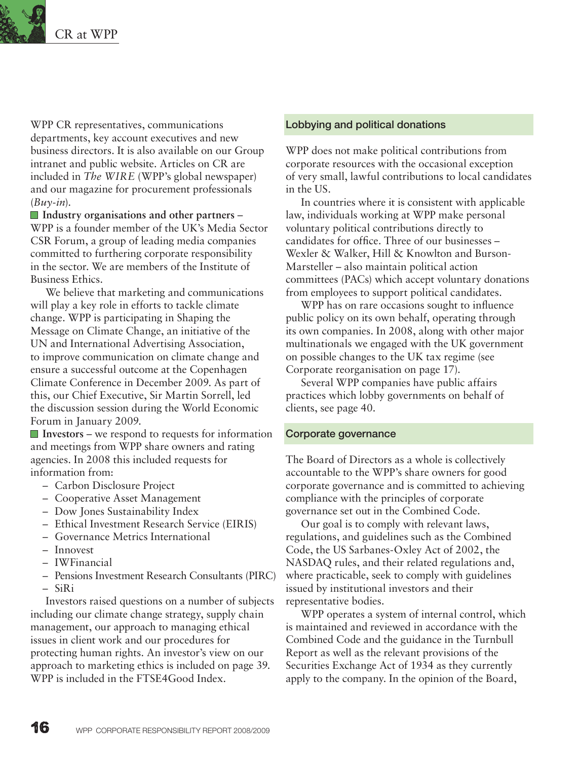WPP CR representatives, communications departments, key account executives and new business directors. It is also available on our Group intranet and public website. Articles on CR are included in *The WIRE* (WPP's global newspaper) and our magazine for procurement professionals (*Buy-in*).

- **Industry organisations and other partners** – WPP is a founder member of the UK's Media Sector CSR Forum, a group of leading media companies committed to furthering corporate responsibility in the sector. We are members of the Institute of Business Ethics.

We believe that marketing and communications will play a key role in efforts to tackle climate change. WPP is participating in Shaping the Message on Climate Change, an initiative of the UN and International Advertising Association, to improve communication on climate change and ensure a successful outcome at the Copenhagen Climate Conference in December 2009. As part of this, our Chief Executive, Sir Martin Sorrell, led the discussion session during the World Economic Forum in January 2009.

- **Investors** – we respond to requests for information and meetings from WPP share owners and rating agencies. In 2008 this included requests for information from:
  - Carbon Disclosure Project
  - Cooperative Asset Management
  - Dow Jones Sustainability Index
  - Ethical Investment Research Service (EIRIS)
  - Governance Metrics International
  - Innovest
  - IWFinancial
  - Pensions Investment Research Consultants (PIRC)
  - SiRi

Investors raised questions on a number of subjects including our climate change strategy, supply chain management, our approach to managing ethical issues in client work and our procedures for protecting human rights. An investor's view on our approach to marketing ethics is included on page 39. WPP is included in the FTSE4Good Index.

## Lobbying and political donations

WPP does not make political contributions from corporate resources with the occasional exception of very small, lawful contributions to local candidates in the US.

In countries where it is consistent with applicable law, individuals working at WPP make personal voluntary political contributions directly to candidates for office. Three of our businesses – Wexler & Walker, Hill & Knowlton and Burson-Marsteller – also maintain political action committees (PACs) which accept voluntary donations from employees to support political candidates.

WPP has on rare occasions sought to influence public policy on its own behalf, operating through its own companies. In 2008, along with other major multinationals we engaged with the UK government on possible changes to the UK tax regime (see Corporate reorganisation on page 17).

Several WPP companies have public affairs practices which lobby governments on behalf of clients, see page 40.

## Corporate governance

The Board of Directors as a whole is collectively accountable to the WPP's share owners for good corporate governance and is committed to achieving compliance with the principles of corporate governance set out in the Combined Code.

Our goal is to comply with relevant laws, regulations, and guidelines such as the Combined Code, the US Sarbanes-Oxley Act of 2002, the NASDAQ rules, and their related regulations and, where practicable, seek to comply with guidelines issued by institutional investors and their representative bodies.

WPP operates a system of internal control, which is maintained and reviewed in accordance with the Combined Code and the guidance in the Turnbull Report as well as the relevant provisions of the Securities Exchange Act of 1934 as they currently apply to the company. In the opinion of the Board,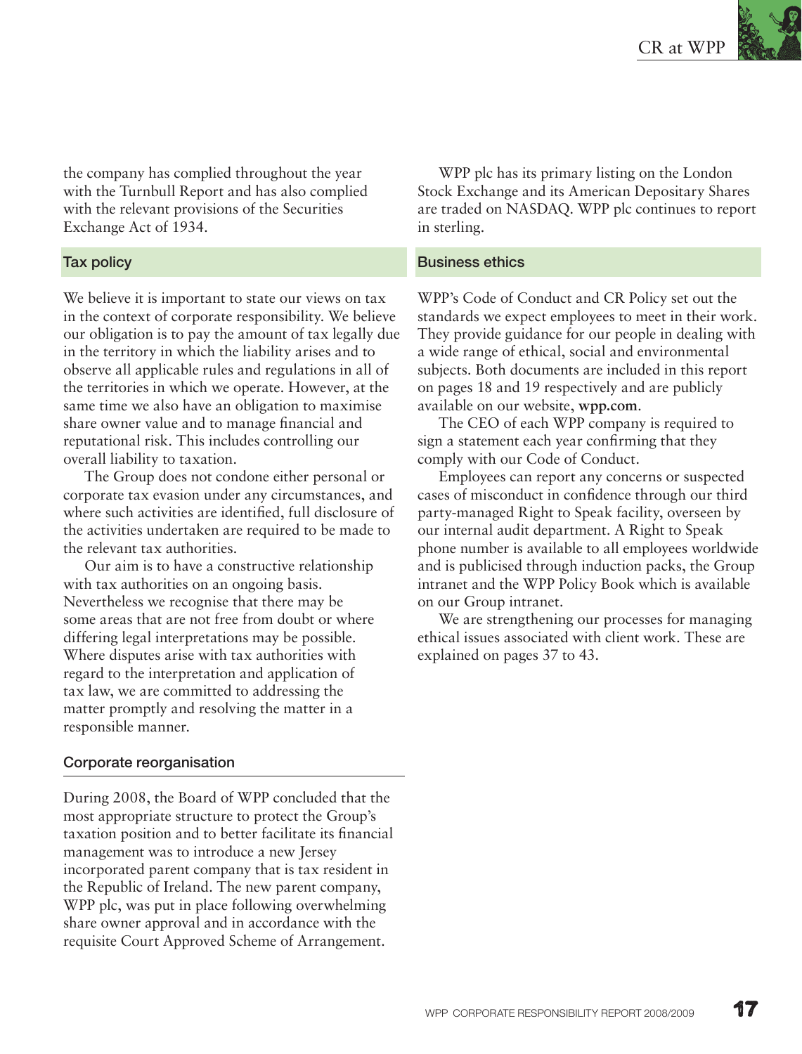the company has complied throughout the year with the Turnbull Report and has also complied with the relevant provisions of the Securities Exchange Act of 1934.

## Tax policy

We believe it is important to state our views on tax in the context of corporate responsibility. We believe our obligation is to pay the amount of tax legally due in the territory in which the liability arises and to observe all applicable rules and regulations in all of the territories in which we operate. However, at the same time we also have an obligation to maximise share owner value and to manage financial and reputational risk. This includes controlling our overall liability to taxation.

The Group does not condone either personal or corporate tax evasion under any circumstances, and where such activities are identified, full disclosure of the activities undertaken are required to be made to the relevant tax authorities.

Our aim is to have a constructive relationship with tax authorities on an ongoing basis. Nevertheless we recognise that there may be some areas that are not free from doubt or where differing legal interpretations may be possible. Where disputes arise with tax authorities with regard to the interpretation and application of tax law, we are committed to addressing the matter promptly and resolving the matter in a responsible manner.

### Corporate reorganisation

During 2008, the Board of WPP concluded that the most appropriate structure to protect the Group's taxation position and to better facilitate its financial management was to introduce a new Jersey incorporated parent company that is tax resident in the Republic of Ireland. The new parent company, WPP plc, was put in place following overwhelming share owner approval and in accordance with the requisite Court Approved Scheme of Arrangement.

WPP plc has its primary listing on the London Stock Exchange and its American Depositary Shares are traded on NASDAQ. WPP plc continues to report in sterling.

## Business ethics

WPP's Code of Conduct and CR Policy set out the standards we expect employees to meet in their work. They provide guidance for our people in dealing with a wide range of ethical, social and environmental subjects. Both documents are included in this report on pages 18 and 19 respectively and are publicly available on our website, **wpp.com**.

The CEO of each WPP company is required to sign a statement each year confirming that they comply with our Code of Conduct.

Employees can report any concerns or suspected cases of misconduct in confidence through our third party-managed Right to Speak facility, overseen by our internal audit department. A Right to Speak phone number is available to all employees worldwide and is publicised through induction packs, the Group intranet and the WPP Policy Book which is available on our Group intranet.

We are strengthening our processes for managing ethical issues associated with client work. These are explained on pages 37 to 43.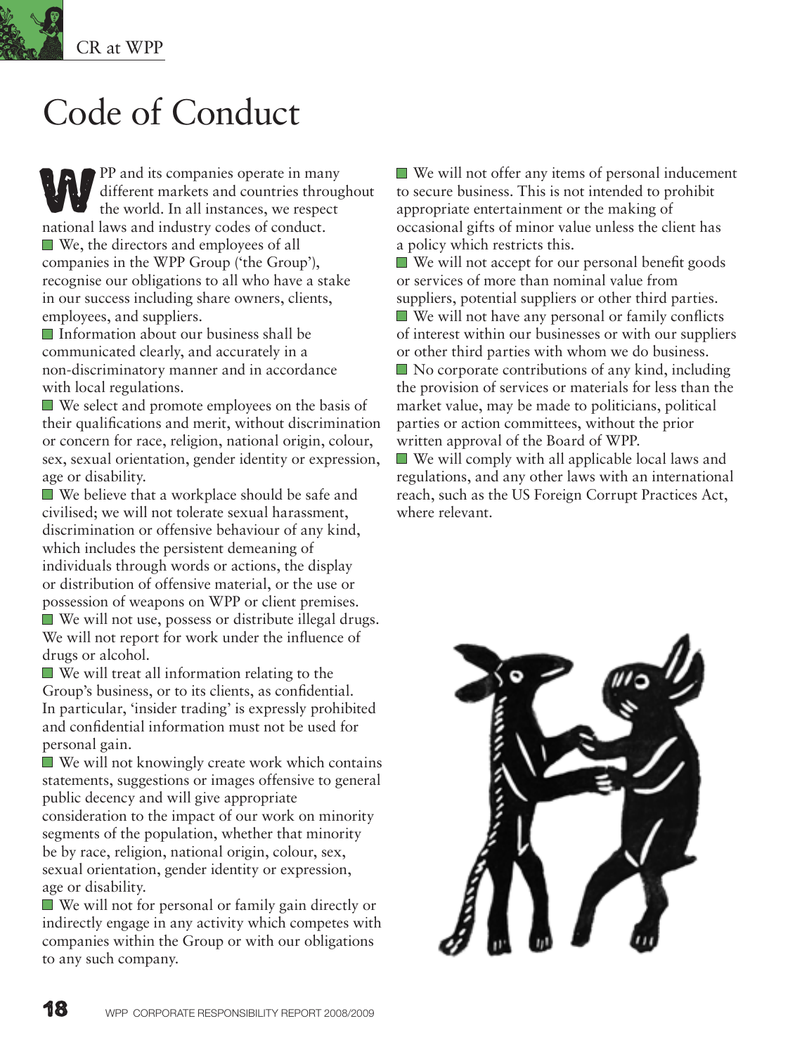# Code of Conduct

WPP and its companies operate in many different markets and countries throughout the world. In all instances, we respect national laws and industry codes of conduct.

- We, the directors and employees of all companies in the WPP Group ('the Group'), recognise our obligations to all who have a stake in our success including share owners, clients, employees, and suppliers.
- Information about our business shall be communicated clearly, and accurately in a non-discriminatory manner and in accordance with local regulations.
- We select and promote employees on the basis of their qualifications and merit, without discrimination or concern for race, religion, national origin, colour, sex, sexual orientation, gender identity or expression, age or disability.
- We believe that a workplace should be safe and civilised; we will not tolerate sexual harassment, discrimination or offensive behaviour of any kind, which includes the persistent demeaning of individuals through words or actions, the display or distribution of offensive material, or the use or possession of weapons on WPP or client premises.
- We will not use, possess or distribute illegal drugs. We will not report for work under the influence of drugs or alcohol.
- We will treat all information relating to the Group's business, or to its clients, as confidential. In particular, 'insider trading' is expressly prohibited and confidential information must not be used for personal gain.
- We will not knowingly create work which contains statements, suggestions or images offensive to general public decency and will give appropriate consideration to the impact of our work on minority segments of the population, whether that minority be by race, religion, national origin, colour, sex, sexual orientation, gender identity or expression, age or disability.
- We will not for personal or family gain directly or indirectly engage in any activity which competes with companies within the Group or with our obligations to any such company.
- We will not offer any items of personal inducement to secure business. This is not intended to prohibit appropriate entertainment or the making of occasional gifts of minor value unless the client has a policy which restricts this.
- We will not accept for our personal benefit goods or services of more than nominal value from suppliers, potential suppliers or other third parties.
- We will not have any personal or family conflicts of interest within our businesses or with our suppliers or other third parties with whom we do business.
- No corporate contributions of any kind, including the provision of services or materials for less than the market value, may be made to politicians, political parties or action committees, without the prior written approval of the Board of WPP.
- We will comply with all applicable local laws and regulations, and any other laws with an international reach, such as the US Foreign Corrupt Practices Act, where relevant.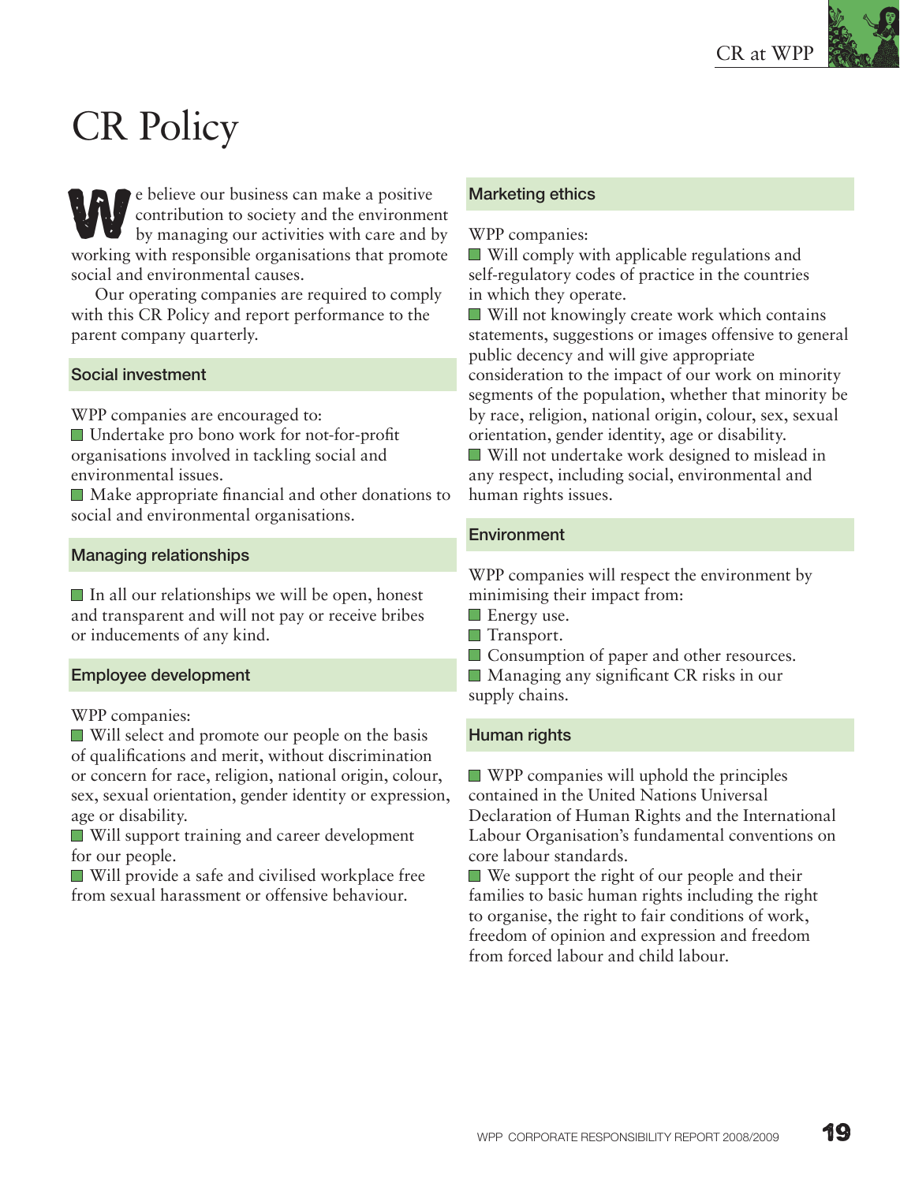# CR Policy

We believe our business can make a positive contribution to society and the environment by managing our activities with care and by working with responsible organisations that promote social and environmental causes.

Our operating companies are required to comply with this CR Policy and report performance to the parent company quarterly.

## Social investment

WPP companies are encouraged to:

- Undertake pro bono work for not-for-profit organisations involved in tackling social and environmental issues.
- Make appropriate financial and other donations to social and environmental organisations.

## Managing relationships

- In all our relationships we will be open, honest and transparent and will not pay or receive bribes or inducements of any kind.

## Employee development

WPP companies:

- Will select and promote our people on the basis of qualifications and merit, without discrimination or concern for race, religion, national origin, colour, sex, sexual orientation, gender identity or expression, age or disability.
- Will support training and career development for our people.
- Will provide a safe and civilised workplace free from sexual harassment or offensive behaviour.

## Marketing ethics

WPP companies:

- Will comply with applicable regulations and self-regulatory codes of practice in the countries in which they operate.
- Will not knowingly create work which contains statements, suggestions or images offensive to general public decency and will give appropriate consideration to the impact of our work on minority segments of the population, whether that minority be by race, religion, national origin, colour, sex, sexual orientation, gender identity, age or disability.
- Will not undertake work designed to mislead in any respect, including social, environmental and human rights issues.

## Environment

WPP companies will respect the environment by minimising their impact from:

- Energy use.
- Transport.
- Consumption of paper and other resources.
- Managing any significant CR risks in our supply chains.

## Human rights

- WPP companies will uphold the principles contained in the United Nations Universal Declaration of Human Rights and the International Labour Organisation's fundamental conventions on core labour standards.
- We support the right of our people and their families to basic human rights including the right to organise, the right to fair conditions of work, freedom of opinion and expression and freedom from forced labour and child labour.